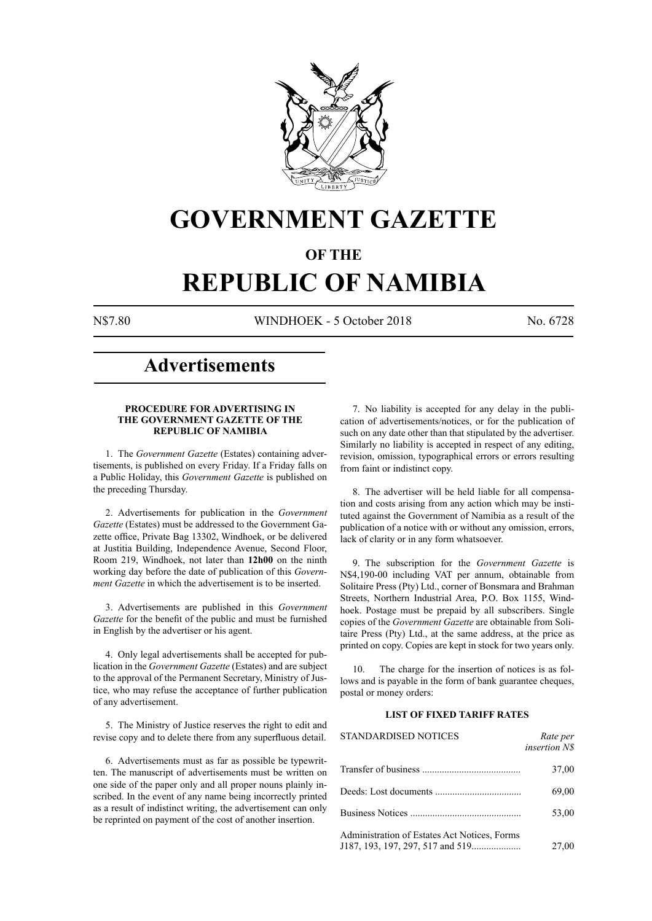# GOVERNMENT GAZETTE

## OF THE

# REPUBLIC OF NAMIBIA

N$7.80 WINDHOEK - 5 October 2018 No. 6728

# Advertisements

### PROCEDURE FOR ADVERTISING IN THE GOVERNMENT GAZETTE OF THE REPUBLIC OF NAMIBIA

1. The *Government Gazette* (Estates) containing advertisements, is published on every Friday. If a Friday falls on a Public Holiday, this *Government Gazette* is published on the preceding Thursday.

2. Advertisements for publication in the *Government Gazette* (Estates) must be addressed to the Government Gazette office, Private Bag 13302, Windhoek, or be delivered at Justitia Building, Independence Avenue, Second Floor, Room 219, Windhoek, not later than **12h00** on the ninth working day before the date of publication of this *Government Gazette* in which the advertisement is to be inserted.

3. Advertisements are published in this *Government Gazette* for the benefit of the public and must be furnished in English by the advertiser or his agent.

4. Only legal advertisements shall be accepted for publication in the *Government Gazette* (Estates) and are subject to the approval of the Permanent Secretary, Ministry of Justice, who may refuse the acceptance of further publication of any advertisement.

5. The Ministry of Justice reserves the right to edit and revise copy and to delete there from any superfluous detail.

6. Advertisements must as far as possible be typewritten. The manuscript of advertisements must be written on one side of the paper only and all proper nouns plainly inscribed. In the event of any name being incorrectly printed as a result of indistinct writing, the advertisement can only be reprinted on payment of the cost of another insertion.

7. No liability is accepted for any delay in the publication of advertisements/notices, or for the publication of such on any date other than that stipulated by the advertiser. Similarly no liability is accepted in respect of any editing, revision, omission, typographical errors or errors resulting from faint or indistinct copy.

8. The advertiser will be held liable for all compensation and costs arising from any action which may be instituted against the Government of Namibia as a result of the publication of a notice with or without any omission, errors, lack of clarity or in any form whatsoever.

9. The subscription for the *Government Gazette* is N$4,190-00 including VAT per annum, obtainable from Solitaire Press (Pty) Ltd., corner of Bonsmara and Brahman Streets, Northern Industrial Area, P.O. Box 1155, Windhoek. Postage must be prepaid by all subscribers. Single copies of the *Government Gazette* are obtainable from Solitaire Press (Pty) Ltd., at the same address, at the price as printed on copy. Copies are kept in stock for two years only.

10. The charge for the insertion of notices is as follows and is payable in the form of bank guarantee cheques, postal or money orders:

### LIST OF FIXED TARIFF RATES

| STANDARDISED NOTICES | *Rate per insertion N$* |
|---|---|
| Transfer of business | 37,00 |
| Deeds: Lost documents | 69,00 |
| Business Notices | 53,00 |
| Administration of Estates Act Notices, Forms J187, 193, 197, 297, 517 and 519 | 27,00 |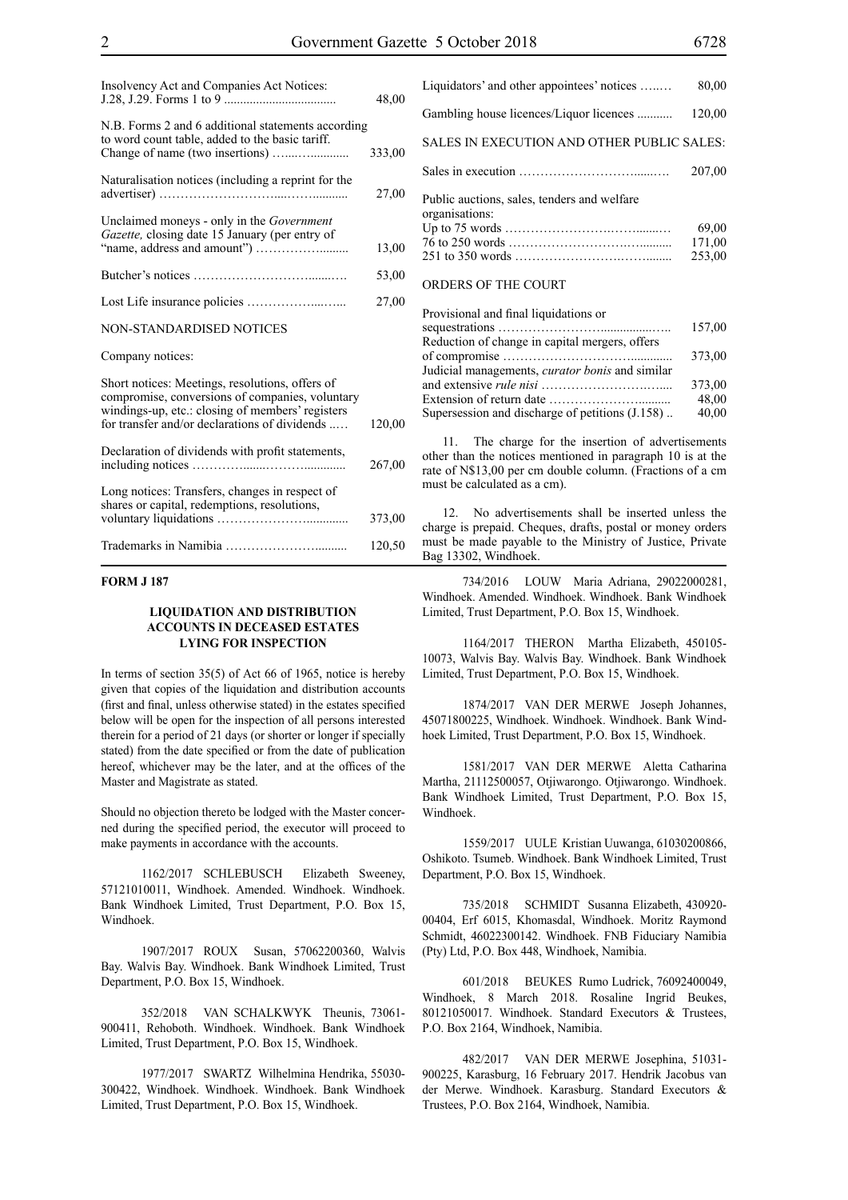| | |
|---|---|
| Insolvency Act and Companies Act Notices: J.28, J.29. Forms 1 to 9 .................................. | 48,00 |
| N.B. Forms 2 and 6 additional statements according to word count table, added to the basic tariff. | |
| Change of name (two insertions) …...…........... | 333,00 |
| Naturalisation notices (including a reprint for the advertiser) ………………………...……........... | 27,00 |
| Unclaimed moneys - only in the *Government Gazette,* closing date 15 January (per entry of "name, address and amount") ……………......... | 13,00 |
| Butcher's notices …………………………......…. | 53,00 |
| Lost Life insurance policies ……………....…... | 27,00 |

NON-STANDARDISED NOTICES

Company notices:

| | |
|---|---|
| Short notices: Meetings, resolutions, offers of compromise, conversions of companies, voluntary windings-up, etc.: closing of members' registers for transfer and/or declarations of dividends ..… | 120,00 |
| Declaration of dividends with profit statements, including notices …………......………............. | 267,00 |
| Long notices: Transfers, changes in respect of shares or capital, redemptions, resolutions, voluntary liquidations ………………….............. | 373,00 |
| Trademarks in Namibia ………………….......... | 120,50 |
| Liquidators' and other appointees' notices …..… | 80,00 |
| Gambling house licences/Liquor licences ........... | 120,00 |

SALES IN EXECUTION AND OTHER PUBLIC SALES:

| | |
|---|---|
| Sales in execution …………………………......…. | 207,00 |
| Public auctions, sales, tenders and welfare organisations: | |
| Up to 75 words …………………….…….......… | 69,00 |
| 76 to 250 words ……………………….…......... | 171,00 |
| 251 to 350 words …………………….……........ | 253,00 |

ORDERS OF THE COURT

| | |
|---|---|
| Provisional and final liquidations or sequestrations ……………………................…... | 157,00 |
| Reduction of change in capital mergers, offers of compromise …………………………............ | 373,00 |
| Judicial managements, *curator bonis* and similar and extensive *rule nisi* ………………………….... | 373,00 |
| Extension of return date ……………………......... | 48,00 |
| Supersession and discharge of petitions (J.158) .. | 40,00 |

11. The charge for the insertion of advertisements other than the notices mentioned in paragraph 10 is at the rate of N$13,00 per cm double column. (Fractions of a cm must be calculated as a cm).

12. No advertisements shall be inserted unless the charge is prepaid. Cheques, drafts, postal or money orders must be made payable to the Ministry of Justice, Private Bag 13302, Windhoek.

**FORM J 187**

**LIQUIDATION AND DISTRIBUTION ACCOUNTS IN DECEASED ESTATES LYING FOR INSPECTION**

In terms of section 35(5) of Act 66 of 1965, notice is hereby given that copies of the liquidation and distribution accounts (first and final, unless otherwise stated) in the estates specified below will be open for the inspection of all persons interested therein for a period of 21 days (or shorter or longer if specially stated) from the date specified or from the date of publication hereof, whichever may be the later, and at the offices of the Master and Magistrate as stated.

Should no objection thereto be lodged with the Master concerned during the specified period, the executor will proceed to make payments in accordance with the accounts.

1162/2017 SCHLEBUSCH Elizabeth Sweeney, 57121010011, Windhoek. Amended. Windhoek. Windhoek. Bank Windhoek Limited, Trust Department, P.O. Box 15, Windhoek.

1907/2017 ROUX Susan, 57062200360, Walvis Bay. Walvis Bay. Windhoek. Bank Windhoek Limited, Trust Department, P.O. Box 15, Windhoek.

352/2018 VAN SCHALKWYK Theunis, 73061-900411, Rehoboth. Windhoek. Windhoek. Bank Windhoek Limited, Trust Department, P.O. Box 15, Windhoek.

1977/2017 SWARTZ Wilhelmina Hendrika, 55030-300422, Windhoek. Windhoek. Windhoek. Bank Windhoek Limited, Trust Department, P.O. Box 15, Windhoek.

734/2016 LOUW Maria Adriana, 29022000281, Windhoek. Amended. Windhoek. Windhoek. Bank Windhoek Limited, Trust Department, P.O. Box 15, Windhoek.

1164/2017 THERON Martha Elizabeth, 450105-10073, Walvis Bay. Walvis Bay. Windhoek. Bank Windhoek Limited, Trust Department, P.O. Box 15, Windhoek.

1874/2017 VAN DER MERWE Joseph Johannes, 45071800225, Windhoek. Windhoek. Windhoek. Bank Windhoek Limited, Trust Department, P.O. Box 15, Windhoek.

1581/2017 VAN DER MERWE Aletta Catharina Martha, 21112500057, Otjiwarongo. Otjiwarongo. Windhoek. Bank Windhoek Limited, Trust Department, P.O. Box 15, Windhoek.

1559/2017 UULE Kristian Uuwanga, 61030200866, Oshikoto. Tsumeb. Windhoek. Bank Windhoek Limited, Trust Department, P.O. Box 15, Windhoek.

735/2018 SCHMIDT Susanna Elizabeth, 430920-00404, Erf 6015, Khomasdal, Windhoek. Moritz Raymond Schmidt, 46022300142. Windhoek. FNB Fiduciary Namibia (Pty) Ltd, P.O. Box 448, Windhoek, Namibia.

601/2018 BEUKES Rumo Ludrick, 76092400049, Windhoek, 8 March 2018. Rosaline Ingrid Beukes, 80121050017. Windhoek. Standard Executors & Trustees, P.O. Box 2164, Windhoek, Namibia.

482/2017 VAN DER MERWE Josephina, 51031-900225, Karasburg, 16 February 2017. Hendrik Jacobus van der Merwe. Windhoek. Karasburg. Standard Executors & Trustees, P.O. Box 2164, Windhoek, Namibia.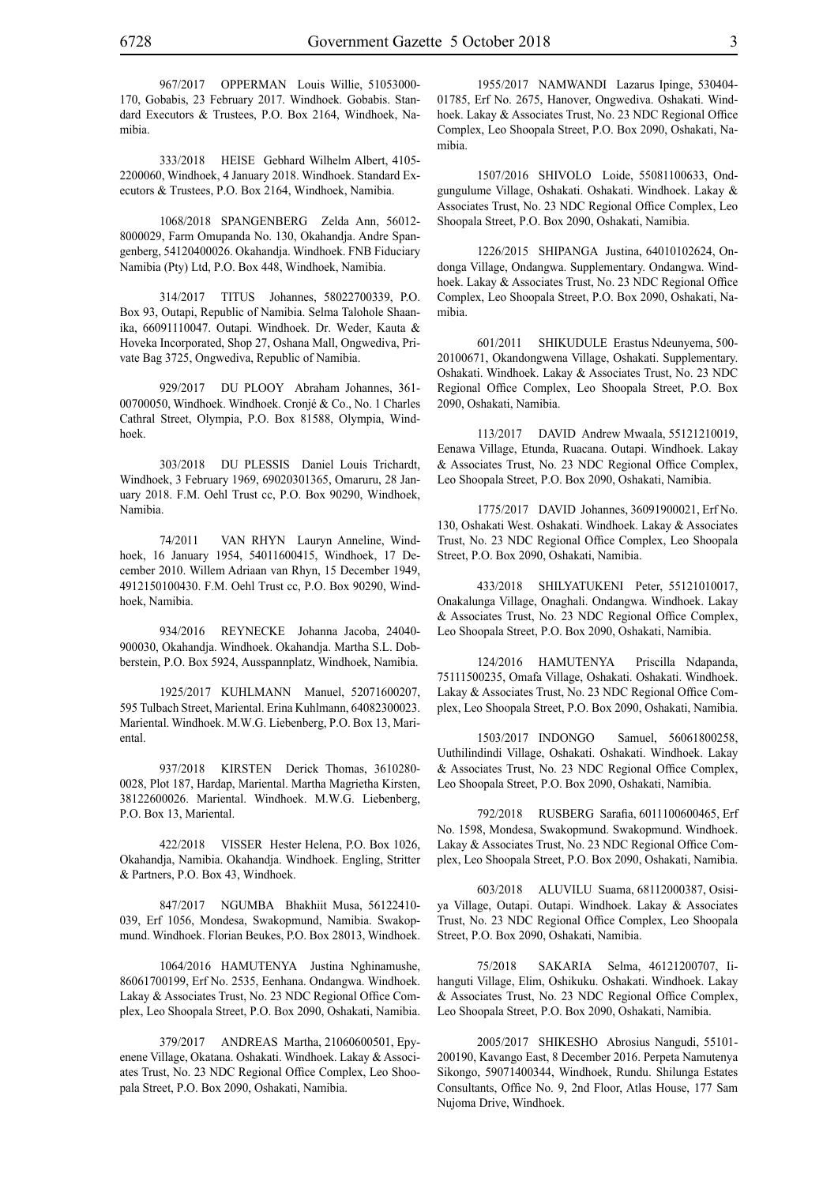967/2017 OPPERMAN Louis Willie, 51053000-170, Gobabis, 23 February 2017. Windhoek. Gobabis. Standard Executors & Trustees, P.O. Box 2164, Windhoek, Namibia.

333/2018 HEISE Gebhard Wilhelm Albert, 4105-2200060, Windhoek, 4 January 2018. Windhoek. Standard Executors & Trustees, P.O. Box 2164, Windhoek, Namibia.

1068/2018 SPANGENBERG Zelda Ann, 56012-8000029, Farm Omupanda No. 130, Okahandja. Andre Spangenberg, 54120400026. Okahandja. Windhoek. FNB Fiduciary Namibia (Pty) Ltd, P.O. Box 448, Windhoek, Namibia.

314/2017 TITUS Johannes, 58022700339, P.O. Box 93, Outapi, Republic of Namibia. Selma Talohole Shaanika, 66091110047. Outapi. Windhoek. Dr. Weder, Kauta & Hoveka Incorporated, Shop 27, Oshana Mall, Ongwediva, Private Bag 3725, Ongwediva, Republic of Namibia.

929/2017 DU PLOOY Abraham Johannes, 361-00700050, Windhoek. Windhoek. Cronjé & Co., No. 1 Charles Cathral Street, Olympia, P.O. Box 81588, Olympia, Windhoek.

303/2018 DU PLESSIS Daniel Louis Trichardt, Windhoek, 3 February 1969, 69020301365, Omaruru, 28 January 2018. F.M. Oehl Trust cc, P.O. Box 90290, Windhoek, Namibia.

74/2011 VAN RHYN Lauryn Anneline, Windhoek, 16 January 1954, 54011600415, Windhoek, 17 December 2010. Willem Adriaan van Rhyn, 15 December 1949, 4912150100430. F.M. Oehl Trust cc, P.O. Box 90290, Windhoek, Namibia.

934/2016 REYNECKE Johanna Jacoba, 24040-900030, Okahandja. Windhoek. Okahandja. Martha S.L. Dobberstein, P.O. Box 5924, Ausspannplatz, Windhoek, Namibia.

1925/2017 KUHLMANN Manuel, 52071600207, 595 Tulbach Street, Mariental. Erina Kuhlmann, 64082300023. Mariental. Windhoek. M.W.G. Liebenberg, P.O. Box 13, Mariental.

937/2018 KIRSTEN Derick Thomas, 3610280-0028, Plot 187, Hardap, Mariental. Martha Magrietha Kirsten, 38122600026. Mariental. Windhoek. M.W.G. Liebenberg, P.O. Box 13, Mariental.

422/2018 VISSER Hester Helena, P.O. Box 1026, Okahandja, Namibia. Okahandja. Windhoek. Engling, Stritter & Partners, P.O. Box 43, Windhoek.

847/2017 NGUMBA Bhakhiit Musa, 56122410-039, Erf 1056, Mondesa, Swakopmund, Namibia. Swakopmund. Windhoek. Florian Beukes, P.O. Box 28013, Windhoek.

1064/2016 HAMUTENYA Justina Nghinamushe, 86061700199, Erf No. 2535, Eenhana. Ondangwa. Windhoek. Lakay & Associates Trust, No. 23 NDC Regional Office Complex, Leo Shoopala Street, P.O. Box 2090, Oshakati, Namibia.

379/2017 ANDREAS Martha, 21060600501, Epyenene Village, Okatana. Oshakati. Windhoek. Lakay & Associates Trust, No. 23 NDC Regional Office Complex, Leo Shoopala Street, P.O. Box 2090, Oshakati, Namibia.

1955/2017 NAMWANDI Lazarus Ipinge, 530404-01785, Erf No. 2675, Hanover, Ongwediva. Oshakati. Windhoek. Lakay & Associates Trust, No. 23 NDC Regional Office Complex, Leo Shoopala Street, P.O. Box 2090, Oshakati, Namibia.

1507/2016 SHIVOLO Loide, 55081100633, Ondgungulume Village, Oshakati. Oshakati. Windhoek. Lakay & Associates Trust, No. 23 NDC Regional Office Complex, Leo Shoopala Street, P.O. Box 2090, Oshakati, Namibia.

1226/2015 SHIPANGA Justina, 64010102624, Ondonga Village, Ondangwa. Supplementary. Ondangwa. Windhoek. Lakay & Associates Trust, No. 23 NDC Regional Office Complex, Leo Shoopala Street, P.O. Box 2090, Oshakati, Namibia.

601/2011 SHIKUDULE Erastus Ndeunyema, 500-20100671, Okandongwena Village, Oshakati. Supplementary. Oshakati. Windhoek. Lakay & Associates Trust, No. 23 NDC Regional Office Complex, Leo Shoopala Street, P.O. Box 2090, Oshakati, Namibia.

113/2017 DAVID Andrew Mwaala, 55121210019, Eenawa Village, Etunda, Ruacana. Outapi. Windhoek. Lakay & Associates Trust, No. 23 NDC Regional Office Complex, Leo Shoopala Street, P.O. Box 2090, Oshakati, Namibia.

1775/2017 DAVID Johannes, 36091900021, Erf No. 130, Oshakati West. Oshakati. Windhoek. Lakay & Associates Trust, No. 23 NDC Regional Office Complex, Leo Shoopala Street, P.O. Box 2090, Oshakati, Namibia.

433/2018 SHILYATUKENI Peter, 55121010017, Onakalunga Village, Onaghali. Ondangwa. Windhoek. Lakay & Associates Trust, No. 23 NDC Regional Office Complex, Leo Shoopala Street, P.O. Box 2090, Oshakati, Namibia.

124/2016 HAMUTENYA Priscilla Ndapanda, 75111500235, Omafa Village, Oshakati. Oshakati. Windhoek. Lakay & Associates Trust, No. 23 NDC Regional Office Complex, Leo Shoopala Street, P.O. Box 2090, Oshakati, Namibia.

1503/2017 INDONGO Samuel, 56061800258, Uuthilindindi Village, Oshakati. Oshakati. Windhoek. Lakay & Associates Trust, No. 23 NDC Regional Office Complex, Leo Shoopala Street, P.O. Box 2090, Oshakati, Namibia.

792/2018 RUSBERG Sarafia, 6011100600465, Erf No. 1598, Mondesa, Swakopmund. Swakopmund. Windhoek. Lakay & Associates Trust, No. 23 NDC Regional Office Complex, Leo Shoopala Street, P.O. Box 2090, Oshakati, Namibia.

603/2018 ALUVILU Suama, 68112000387, Osisiya Village, Outapi. Outapi. Windhoek. Lakay & Associates Trust, No. 23 NDC Regional Office Complex, Leo Shoopala Street, P.O. Box 2090, Oshakati, Namibia.

75/2018 SAKARIA Selma, 46121200707, Iihanguti Village, Elim, Oshikuku. Oshakati. Windhoek. Lakay & Associates Trust, No. 23 NDC Regional Office Complex, Leo Shoopala Street, P.O. Box 2090, Oshakati, Namibia.

2005/2017 SHIKESHO Abrosius Nangudi, 55101-200190, Kavango East, 8 December 2016. Perpeta Namutenya Sikongo, 59071400344, Windhoek, Rundu. Shilunga Estates Consultants, Office No. 9, 2nd Floor, Atlas House, 177 Sam Nujoma Drive, Windhoek.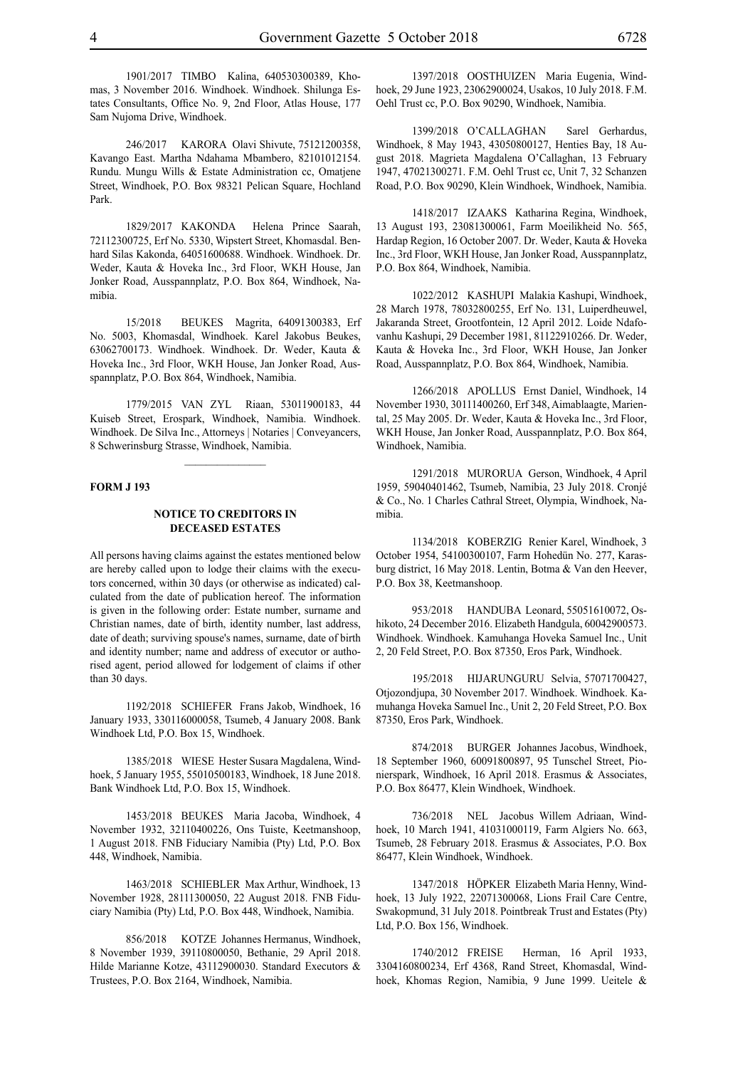1901/2017 TIMBO Kalina, 640530300389, Khomas, 3 November 2016. Windhoek. Windhoek. Shilunga Estates Consultants, Office No. 9, 2nd Floor, Atlas House, 177 Sam Nujoma Drive, Windhoek.

246/2017 KARORA Olavi Shivute, 75121200358, Kavango East. Martha Ndahama Mbambero, 82101012154. Rundu. Mungu Wills & Estate Administration cc, Omatjene Street, Windhoek, P.O. Box 98321 Pelican Square, Hochland Park.

1829/2017 KAKONDA Helena Prince Saarah, 72112300725, Erf No. 5330, Wipstert Street, Khomasdal. Benhard Silas Kakonda, 64051600688. Windhoek. Windhoek. Dr. Weder, Kauta & Hoveka Inc., 3rd Floor, WKH House, Jan Jonker Road, Ausspannplatz, P.O. Box 864, Windhoek, Namibia.

15/2018 BEUKES Magrita, 64091300383, Erf No. 5003, Khomasdal, Windhoek. Karel Jakobus Beukes, 63062700173. Windhoek. Windhoek. Dr. Weder, Kauta & Hoveka Inc., 3rd Floor, WKH House, Jan Jonker Road, Ausspannplatz, P.O. Box 864, Windhoek, Namibia.

1779/2015 VAN ZYL Riaan, 53011900183, 44 Kuiseb Street, Erospark, Windhoek, Namibia. Windhoek. Windhoek. De Silva Inc., Attorneys | Notaries | Conveyancers, 8 Schwerinsburg Strasse, Windhoek, Namibia.

---

**FORM J 193**

### NOTICE TO CREDITORS IN DECEASED ESTATES

All persons having claims against the estates mentioned below are hereby called upon to lodge their claims with the executors concerned, within 30 days (or otherwise as indicated) calculated from the date of publication hereof. The information is given in the following order: Estate number, surname and Christian names, date of birth, identity number, last address, date of death; surviving spouse's names, surname, date of birth and identity number; name and address of executor or authorised agent, period allowed for lodgement of claims if other than 30 days.

1192/2018 SCHIEFER Frans Jakob, Windhoek, 16 January 1933, 330116000058, Tsumeb, 4 January 2008. Bank Windhoek Ltd, P.O. Box 15, Windhoek.

1385/2018 WIESE Hester Susara Magdalena, Windhoek, 5 January 1955, 55010500183, Windhoek, 18 June 2018. Bank Windhoek Ltd, P.O. Box 15, Windhoek.

1453/2018 BEUKES Maria Jacoba, Windhoek, 4 November 1932, 32110400226, Ons Tuiste, Keetmanshoop, 1 August 2018. FNB Fiduciary Namibia (Pty) Ltd, P.O. Box 448, Windhoek, Namibia.

1463/2018 SCHIEBLER Max Arthur, Windhoek, 13 November 1928, 28111300050, 22 August 2018. FNB Fiduciary Namibia (Pty) Ltd, P.O. Box 448, Windhoek, Namibia.

856/2018 KOTZE Johannes Hermanus, Windhoek, 8 November 1939, 39110800050, Bethanie, 29 April 2018. Hilde Marianne Kotze, 43112900030. Standard Executors & Trustees, P.O. Box 2164, Windhoek, Namibia.

1397/2018 OOSTHUIZEN Maria Eugenia, Windhoek, 29 June 1923, 23062900024, Usakos, 10 July 2018. F.M. Oehl Trust cc, P.O. Box 90290, Windhoek, Namibia.

1399/2018 O'CALLAGHAN Sarel Gerhardus, Windhoek, 8 May 1943, 43050800127, Henties Bay, 18 August 2018. Magrieta Magdalena O'Callaghan, 13 February 1947, 47021300271. F.M. Oehl Trust cc, Unit 7, 32 Schanzen Road, P.O. Box 90290, Klein Windhoek, Windhoek, Namibia.

1418/2017 IZAAKS Katharina Regina, Windhoek, 13 August 193, 23081300061, Farm Moeilikheid No. 565, Hardap Region, 16 October 2007. Dr. Weder, Kauta & Hoveka Inc., 3rd Floor, WKH House, Jan Jonker Road, Ausspannplatz, P.O. Box 864, Windhoek, Namibia.

1022/2012 KASHUPI Malakia Kashupi, Windhoek, 28 March 1978, 78032800255, Erf No. 131, Luiperdheuwel, Jakaranda Street, Grootfontein, 12 April 2012. Loide Ndafovanhu Kashupi, 29 December 1981, 81122910266. Dr. Weder, Kauta & Hoveka Inc., 3rd Floor, WKH House, Jan Jonker Road, Ausspannplatz, P.O. Box 864, Windhoek, Namibia.

1266/2018 APOLLUS Ernst Daniel, Windhoek, 14 November 1930, 30111400260, Erf 348, Aimablaagte, Mariental, 25 May 2005. Dr. Weder, Kauta & Hoveka Inc., 3rd Floor, WKH House, Jan Jonker Road, Ausspannplatz, P.O. Box 864, Windhoek, Namibia.

1291/2018 MURORUA Gerson, Windhoek, 4 April 1959, 59040401462, Tsumeb, Namibia, 23 July 2018. Cronjé & Co., No. 1 Charles Cathral Street, Olympia, Windhoek, Namibia.

1134/2018 KOBERZIG Renier Karel, Windhoek, 3 October 1954, 54100300107, Farm Hohedün No. 277, Karasburg district, 16 May 2018. Lentin, Botma & Van den Heever, P.O. Box 38, Keetmanshoop.

953/2018 HANDUBA Leonard, 55051610072, Oshikoto, 24 December 2016. Elizabeth Handgula, 60042900573. Windhoek. Windhoek. Kamuhanga Hoveka Samuel Inc., Unit 2, 20 Feld Street, P.O. Box 87350, Eros Park, Windhoek.

195/2018 HIJARUNGURU Selvia, 57071700427, Otjozondjupa, 30 November 2017. Windhoek. Windhoek. Kamuhanga Hoveka Samuel Inc., Unit 2, 20 Feld Street, P.O. Box 87350, Eros Park, Windhoek.

874/2018 BURGER Johannes Jacobus, Windhoek, 18 September 1960, 60091800897, 95 Tunschel Street, Pionierspark, Windhoek, 16 April 2018. Erasmus & Associates, P.O. Box 86477, Klein Windhoek, Windhoek.

736/2018 NEL Jacobus Willem Adriaan, Windhoek, 10 March 1941, 41031000119, Farm Algiers No. 663, Tsumeb, 28 February 2018. Erasmus & Associates, P.O. Box 86477, Klein Windhoek, Windhoek.

1347/2018 HÖPKER Elizabeth Maria Henny, Windhoek, 13 July 1922, 22071300068, Lions Frail Care Centre, Swakopmund, 31 July 2018. Pointbreak Trust and Estates (Pty) Ltd, P.O. Box 156, Windhoek.

1740/2012 FREISE Herman, 16 April 1933, 3304160800234, Erf 4368, Rand Street, Khomasdal, Windhoek, Khomas Region, Namibia, 9 June 1999. Ueitele &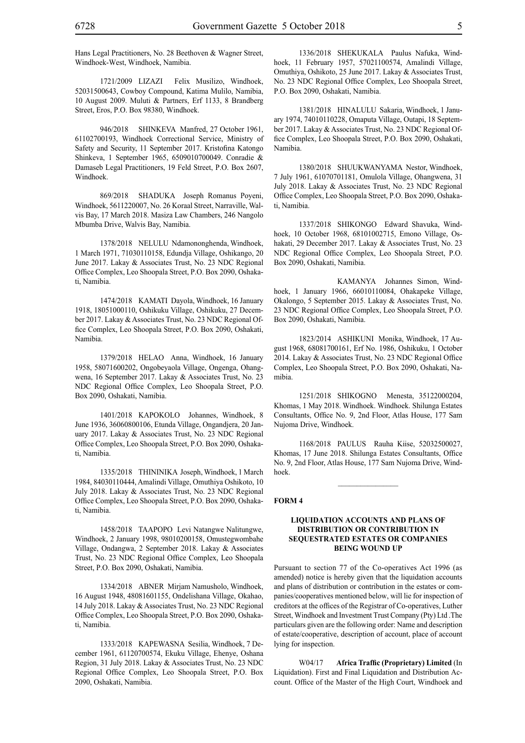Hans Legal Practitioners, No. 28 Beethoven & Wagner Street, Windhoek-West, Windhoek, Namibia.

1721/2009 LIZAZI Felix Musilizo, Windhoek, 52031500643, Cowboy Compound, Katima Mulilo, Namibia, 10 August 2009. Muluti & Partners, Erf 1133, 8 Brandberg Street, Eros, P.O. Box 98380, Windhoek.

946/2018 SHINKEVA Manfred, 27 October 1961, 61102700193, Windhoek Correctional Service, Ministry of Safety and Security, 11 September 2017. Kristofina Katongo Shinkeva, 1 September 1965, 6509010700049. Conradie & Damaseb Legal Practitioners, 19 Feld Street, P.O. Box 2607, Windhoek.

869/2018 SHADUKA Joseph Romanus Poyeni, Windhoek, 5611220007, No. 26 Koraal Street, Narraville, Walvis Bay, 17 March 2018. Masiza Law Chambers, 246 Nangolo Mbumba Drive, Walvis Bay, Namibia.

1378/2018 NELULU Ndamononghenda, Windhoek, 1 March 1971, 71030110158, Edundja Village, Oshikango, 20 June 2017. Lakay & Associates Trust, No. 23 NDC Regional Office Complex, Leo Shoopala Street, P.O. Box 2090, Oshakati, Namibia.

1474/2018 KAMATI Dayola, Windhoek, 16 January 1918, 18051000110, Oshikuku Village, Oshikuku, 27 December 2017. Lakay & Associates Trust, No. 23 NDC Regional Office Complex, Leo Shoopala Street, P.O. Box 2090, Oshakati, Namibia.

1379/2018 HELAO Anna, Windhoek, 16 January 1958, 58071600202, Ongobeyaola Village, Ongenga, Ohangwena, 16 September 2017. Lakay & Associates Trust, No. 23 NDC Regional Office Complex, Leo Shoopala Street, P.O. Box 2090, Oshakati, Namibia.

1401/2018 KAPOKOLO Johannes, Windhoek, 8 June 1936, 36060800106, Etunda Village, Ongandjera, 20 January 2017. Lakay & Associates Trust, No. 23 NDC Regional Office Complex, Leo Shoopala Street, P.O. Box 2090, Oshakati, Namibia.

1335/2018 THININIKA Joseph, Windhoek, 1 March 1984, 84030110444, Amalindi Village, Omuthiya Oshikoto, 10 July 2018. Lakay & Associates Trust, No. 23 NDC Regional Office Complex, Leo Shoopala Street, P.O. Box 2090, Oshakati, Namibia.

1458/2018 TAAPOPO Levi Natangwe Nalitungwe, Windhoek, 2 January 1998, 98010200158, Omustegwombahe Village, Ondangwa, 2 September 2018. Lakay & Associates Trust, No. 23 NDC Regional Office Complex, Leo Shoopala Street, P.O. Box 2090, Oshakati, Namibia.

1334/2018 ABNER Mirjam Namusholo, Windhoek, 16 August 1948, 48081601155, Ondelishana Village, Okahao, 14 July 2018. Lakay & Associates Trust, No. 23 NDC Regional Office Complex, Leo Shoopala Street, P.O. Box 2090, Oshakati, Namibia.

1333/2018 KAPEWASNA Sesilia, Windhoek, 7 December 1961, 61120700574, Ekuku Village, Ehenye, Oshana Region, 31 July 2018. Lakay & Associates Trust, No. 23 NDC Regional Office Complex, Leo Shoopala Street, P.O. Box 2090, Oshakati, Namibia.

1336/2018 SHEKUKALA Paulus Nafuka, Windhoek, 11 February 1957, 57021100574, Amalindi Village, Omuthiya, Oshikoto, 25 June 2017. Lakay & Associates Trust, No. 23 NDC Regional Office Complex, Leo Shoopala Street, P.O. Box 2090, Oshakati, Namibia.

1381/2018 HINALULU Sakaria, Windhoek, 1 January 1974, 74010110228, Omaputa Village, Outapi, 18 September 2017. Lakay & Associates Trust, No. 23 NDC Regional Office Complex, Leo Shoopala Street, P.O. Box 2090, Oshakati, Namibia.

1380/2018 SHUUKWANYAMA Nestor, Windhoek, 7 July 1961, 61070701181, Omulola Village, Ohangwena, 31 July 2018. Lakay & Associates Trust, No. 23 NDC Regional Office Complex, Leo Shoopala Street, P.O. Box 2090, Oshakati, Namibia.

1337/2018 SHIKONGO Edward Shavuka, Windhoek, 10 October 1968, 68101002715, Emono Village, Oshakati, 29 December 2017. Lakay & Associates Trust, No. 23 NDC Regional Office Complex, Leo Shoopala Street, P.O. Box 2090, Oshakati, Namibia.

KAMANYA Johannes Simon, Windhoek, 1 January 1966, 66010110084, Ohakapeke Village, Okalongo, 5 September 2015. Lakay & Associates Trust, No. 23 NDC Regional Office Complex, Leo Shoopala Street, P.O. Box 2090, Oshakati, Namibia.

1823/2014 ASHIKUNI Monika, Windhoek, 17 August 1968, 68081700161, Erf No. 1986, Oshikuku, 1 October 2014. Lakay & Associates Trust, No. 23 NDC Regional Office Complex, Leo Shoopala Street, P.O. Box 2090, Oshakati, Namibia.

1251/2018 SHIKOGNO Menesta, 35122000204, Khomas, 1 May 2018. Windhoek. Windhoek. Shilunga Estates Consultants, Office No. 9, 2nd Floor, Atlas House, 177 Sam Nujoma Drive, Windhoek.

1168/2018 PAULUS Rauha Kiise, 52032500027, Khomas, 17 June 2018. Shilunga Estates Consultants, Office No. 9, 2nd Floor, Atlas House, 177 Sam Nujoma Drive, Windhoek.

---

**FORM 4**

### LIQUIDATION ACCOUNTS AND PLANS OF DISTRIBUTION OR CONTRIBUTION IN SEQUESTRATED ESTATES OR COMPANIES BEING WOUND UP

Pursuant to section 77 of the Co-operatives Act 1996 (as amended) notice is hereby given that the liquidation accounts and plans of distribution or contribution in the estates or companies/cooperatives mentioned below, will lie for inspection of creditors at the offices of the Registrar of Co-operatives, Luther Street, Windhoek and Investment Trust Company (Pty) Ltd .The particulars given are the following order: Name and description of estate/cooperative, description of account, place of account lying for inspection.

W04/17 **Africa Traffic (Proprietary) Limited** (In Liquidation). First and Final Liquidation and Distribution Account. Office of the Master of the High Court, Windhoek and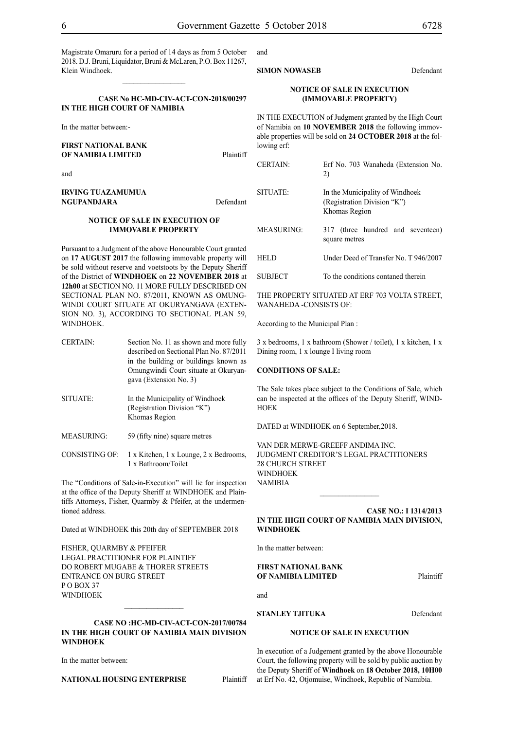Magistrate Omaruru for a period of 14 days as from 5 October 2018. D.J. Bruni, Liquidator, Bruni & McLaren, P.O. Box 11267, Klein Windhoek.

---

**CASE No HC-MD-CIV-ACT-CON-2018/00297**
**IN THE HIGH COURT OF NAMIBIA**

In the matter between:-

**FIRST NATIONAL BANK OF NAMIBIA LIMITED** Plaintiff

and

**IRVING TUAZAMUMUA NGUPANDJARA** Defendant

**NOTICE OF SALE IN EXECUTION OF IMMOVABLE PROPERTY**

Pursuant to a Judgment of the above Honourable Court granted on **17 AUGUST 2017** the following immovable property will be sold without reserve and voetstoots by the Deputy Sheriff of the District of **WINDHOEK** on **22 NOVEMBER 2018** at **12h00** at SECTION NO. 11 MORE FULLY DESCRIBED ON SECTIONAL PLAN NO. 87/2011, KNOWN AS OMUNGWINDI COURT SITUATE AT OKURYANGAVA (EXTENSION NO. 3), ACCORDING TO SECTIONAL PLAN 59, WINDHOEK.

| | |
|---|---|
| CERTAIN: | Section No. 11 as shown and more fully described on Sectional Plan No. 87/2011 in the building or buildings known as Omungwindi Court situate at Okuryangava (Extension No. 3) |
| SITUATE: | In the Municipality of Windhoek (Registration Division "K") Khomas Region |
| MEASURING: | 59 (fifty nine) square metres |
| CONSISTING OF: | 1 x Kitchen, 1 x Lounge, 2 x Bedrooms, 1 x Bathroom/Toilet |

The "Conditions of Sale-in-Execution" will lie for inspection at the office of the Deputy Sheriff at WINDHOEK and Plaintiffs Attorneys, Fisher, Quarmby & Pfeifer, at the undermentioned address.

Dated at WINDHOEK this 20th day of SEPTEMBER 2018

FISHER, QUARMBY & PFEIFER
LEGAL PRACTITIONER FOR PLAINTIFF
DO ROBERT MUGABE & THORER STREETS
ENTRANCE ON BURG STREET
P O BOX 37
WINDHOEK

---

**CASE NO :HC-MD-CIV-ACT-CON-2017/00784**
**IN THE HIGH COURT OF NAMIBIA MAIN DIVISION WINDHOEK**

In the matter between:

**NATIONAL HOUSING ENTERPRISE** Plaintiff

and

**SIMON NOWASEB** Defendant

**NOTICE OF SALE IN EXECUTION (IMMOVABLE PROPERTY)**

IN THE EXECUTION of Judgment granted by the High Court of Namibia on **10 NOVEMBER 2018** the following immovable properties will be sold on **24 OCTOBER 2018** at the following erf:

| | |
|---|---|
| CERTAIN: | Erf No. 703 Wanaheda (Extension No. 2) |
| SITUATE: | In the Municipality of Windhoek (Registration Division "K") Khomas Region |
| MEASURING: | 317 (three hundred and seventeen) square metres |
| HELD | Under Deed of Transfer No. T 946/2007 |
| SUBJECT | To the conditions contaned therein |

THE PROPERTY SITUATED AT ERF 703 VOLTA STREET, WANAHEDA -CONSISTS OF:

According to the Municipal Plan :

3 x bedrooms, 1 x bathroom (Shower / toilet), 1 x kitchen, 1 x Dining room, 1 x lounge I living room

**CONDITIONS OF SALE:**

The Sale takes place subject to the Conditions of Sale, which can be inspected at the offices of the Deputy Sheriff, WINDHOEK

DATED at WINDHOEK on 6 September,2018.

VAN DER MERWE-GREEFF ANDIMA INC.
JUDGMENT CREDITOR'S LEGAL PRACTITIONERS
28 CHURCH STREET
WINDHOEK
NAMIBIA

---

**CASE NO.: I 1314/2013**
**IN THE HIGH COURT OF NAMIBIA MAIN DIVISION, WINDHOEK**

In the matter between:

**FIRST NATIONAL BANK OF NAMIBIA LIMITED** Plaintiff

and

**STANLEY TJITUKA** Defendant

**NOTICE OF SALE IN EXECUTION**

In execution of a Judgement granted by the above Honourable Court, the following property will be sold by public auction by the Deputy Sheriff of **Windhoek** on **18 October 2018, 10H00** at Erf No. 42, Otjomuise, Windhoek, Republic of Namibia.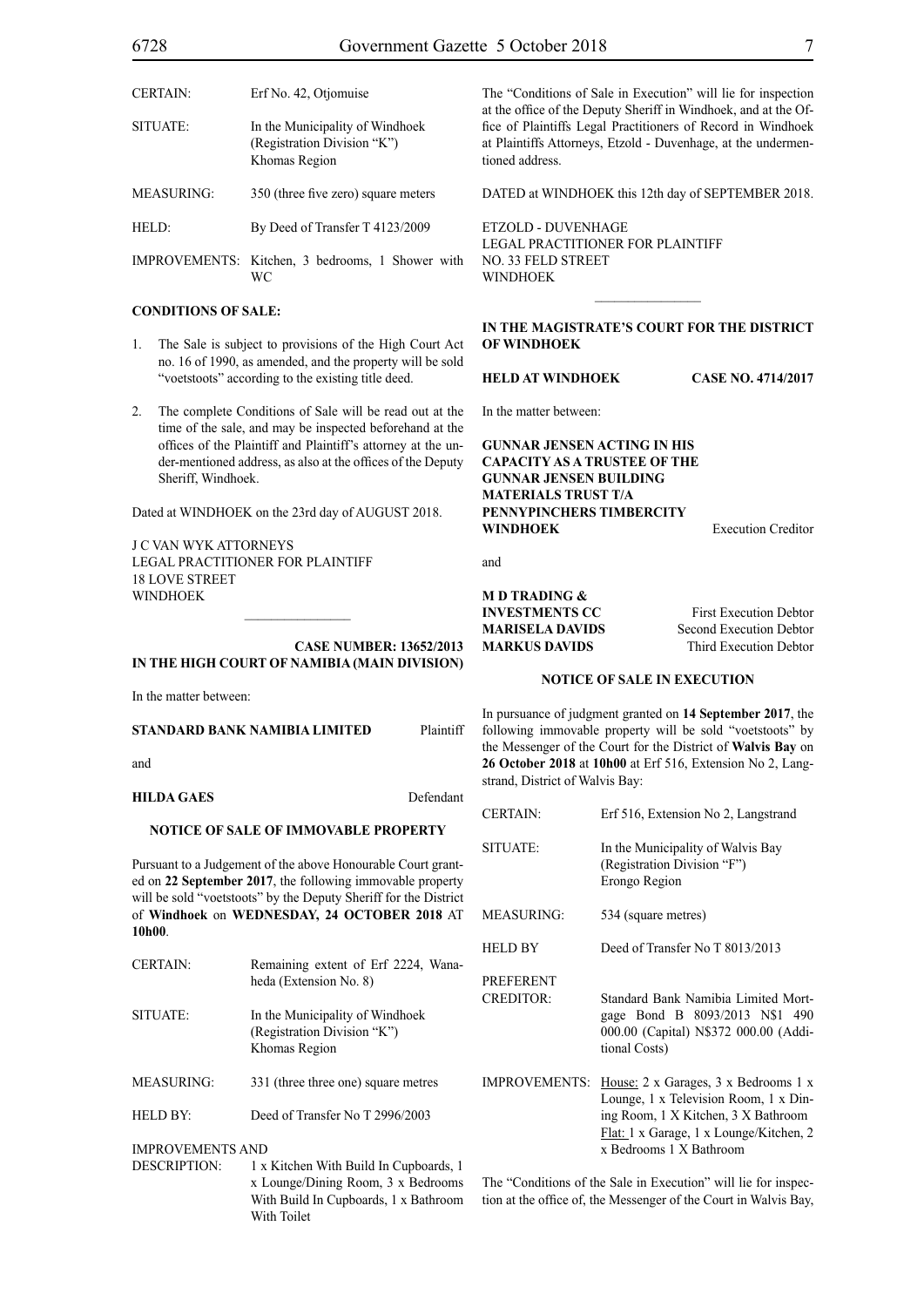| | |
|---|---|
| CERTAIN: | Erf No. 42, Otjomuise |
| SITUATE: | In the Municipality of Windhoek (Registration Division "K") Khomas Region |
| MEASURING: | 350 (three five zero) square meters |
| HELD: | By Deed of Transfer T 4123/2009 |
| IMPROVEMENTS: | Kitchen, 3 bedrooms, 1 Shower with WC |

**CONDITIONS OF SALE:**

1. The Sale is subject to provisions of the High Court Act no. 16 of 1990, as amended, and the property will be sold "voetstoots" according to the existing title deed.
2. The complete Conditions of Sale will be read out at the time of the sale, and may be inspected beforehand at the offices of the Plaintiff and Plaintiff's attorney at the under-mentioned address, as also at the offices of the Deputy Sheriff, Windhoek.

Dated at WINDHOEK on the 23rd day of AUGUST 2018.

J C VAN WYK ATTORNEYS
LEGAL PRACTITIONER FOR PLAINTIFF
18 LOVE STREET
WINDHOEK

---

**CASE NUMBER: 13652/2013**
**IN THE HIGH COURT OF NAMIBIA (MAIN DIVISION)**

In the matter between:

**STANDARD BANK NAMIBIA LIMITED** Plaintiff

and

**HILDA GAES** Defendant

**NOTICE OF SALE OF IMMOVABLE PROPERTY**

Pursuant to a Judgement of the above Honourable Court granted on **22 September 2017**, the following immovable property will be sold "voetstoots" by the Deputy Sheriff for the District of **Windhoek** on **WEDNESDAY, 24 OCTOBER 2018** AT **10h00**.

| | |
|---|---|
| CERTAIN: | Remaining extent of Erf 2224, Wanaheda (Extension No. 8) |
| SITUATE: | In the Municipality of Windhoek (Registration Division "K") Khomas Region |
| MEASURING: | 331 (three three one) square metres |
| HELD BY: | Deed of Transfer No T 2996/2003 |
| IMPROVEMENTS AND DESCRIPTION: | 1 x Kitchen With Build In Cupboards, 1 x Lounge/Dining Room, 3 x Bedrooms With Build In Cupboards, 1 x Bathroom With Toilet |

The "Conditions of Sale in Execution" will lie for inspection at the office of the Deputy Sheriff in Windhoek, and at the Office of Plaintiffs Legal Practitioners of Record in Windhoek at Plaintiffs Attorneys, Etzold - Duvenhage, at the undermentioned address.

DATED at WINDHOEK this 12th day of SEPTEMBER 2018.

ETZOLD - DUVENHAGE
LEGAL PRACTITIONER FOR PLAINTIFF
NO. 33 FELD STREET
WINDHOEK

---

**IN THE MAGISTRATE'S COURT FOR THE DISTRICT OF WINDHOEK**

**HELD AT WINDHOEK** **CASE NO. 4714/2017**

In the matter between:

**GUNNAR JENSEN ACTING IN HIS CAPACITY AS A TRUSTEE OF THE GUNNAR JENSEN BUILDING MATERIALS TRUST T/A PENNYPINCHERS TIMBERCITY WINDHOEK** Execution Creditor

and

**M D TRADING & INVESTMENTS CC** First Execution Debtor
**MARISELA DAVIDS** Second Execution Debtor
**MARKUS DAVIDS** Third Execution Debtor

**NOTICE OF SALE IN EXECUTION**

In pursuance of judgment granted on **14 September 2017**, the following immovable property will be sold "voetstoots" by the Messenger of the Court for the District of **Walvis Bay** on **26 October 2018** at **10h00** at Erf 516, Extension No 2, Langstrand, District of Walvis Bay:

| | |
|---|---|
| CERTAIN: | Erf 516, Extension No 2, Langstrand |
| SITUATE: | In the Municipality of Walvis Bay (Registration Division "F") Erongo Region |
| MEASURING: | 534 (square metres) |
| HELD BY | Deed of Transfer No T 8013/2013 |
| PREFERENT CREDITOR: | Standard Bank Namibia Limited Mortgage Bond B 8093/2013 N$1 490 000.00 (Capital) N$372 000.00 (Additional Costs) |
| IMPROVEMENTS: | House: 2 x Garages, 3 x Bedrooms 1 x Lounge, 1 x Television Room, 1 x Dining Room, 1 X Kitchen, 3 X Bathroom Flat: 1 x Garage, 1 x Lounge/Kitchen, 2 x Bedrooms 1 X Bathroom |

The "Conditions of the Sale in Execution" will lie for inspection at the office of, the Messenger of the Court in Walvis Bay,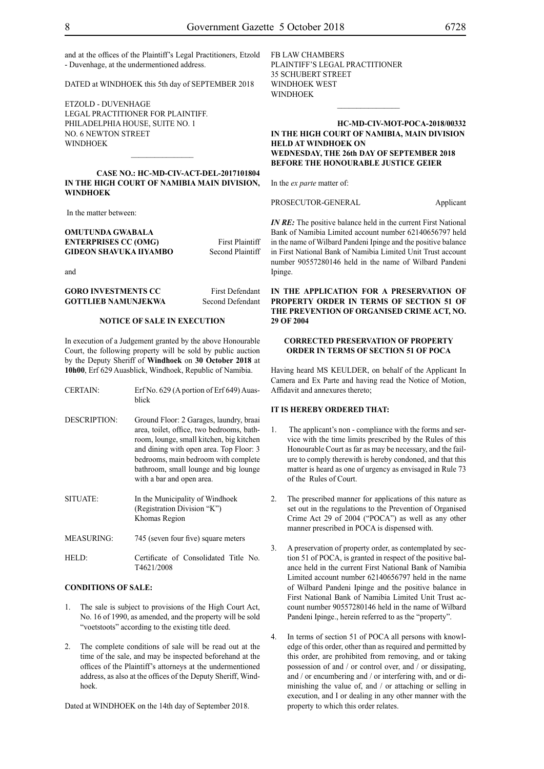and at the offices of the Plaintiff's Legal Practitioners, Etzold - Duvenhage, at the undermentioned address.

DATED at WINDHOEK this 5th day of SEPTEMBER 2018

ETZOLD - DUVENHAGE
LEGAL PRACTITIONER FOR PLAINTIFF.
PHILADELPHIA HOUSE, SUITE NO. 1
NO. 6 NEWTON STREET
WINDHOEK

---

**CASE NO.: HC-MD-CIV-ACT-DEL-2017101804**
**IN THE HIGH COURT OF NAMIBIA MAIN DIVISION, WINDHOEK**

In the matter between:

| | |
|---|---|
| **OMUTUNDA GWABALA ENTERPRISES CC (OMG)** | First Plaintiff |
| **GIDEON SHAVUKA IIYAMBO** | Second Plaintiff |

and

| | |
|---|---|
| **GORO INVESTMENTS CC** | First Defendant |
| **GOTTLIEB NAMUNJEKWA** | Second Defendant |

**NOTICE OF SALE IN EXECUTION**

In execution of a Judgement granted by the above Honourable Court, the following property will be sold by public auction by the Deputy Sheriff of **Windhoek** on **30 October 2018** at **10h00**, Erf 629 Auasblick, Windhoek, Republic of Namibia.

| | |
|---|---|
| CERTAIN: | Erf No. 629 (A portion of Erf 649) Auasblick |
| DESCRIPTION: | Ground Floor: 2 Garages, laundry, braai area, toilet, office, two bedrooms, bathroom, lounge, small kitchen, big kitchen and dining with open area. Top Floor: 3 bedrooms, main bedroom with complete bathroom, small lounge and big lounge with a bar and open area. |
| SITUATE: | In the Municipality of Windhoek (Registration Division "K") Khomas Region |
| MEASURING: | 745 (seven four five) square meters |
| HELD: | Certificate of Consolidated Title No. T4621/2008 |

**CONDITIONS OF SALE:**

1. The sale is subject to provisions of the High Court Act, No. 16 of 1990, as amended, and the property will be sold "voetstoots" according to the existing title deed.

2. The complete conditions of sale will be read out at the time of the sale, and may be inspected beforehand at the offices of the Plaintiff's attorneys at the undermentioned address, as also at the offices of the Deputy Sheriff, Windhoek.

Dated at WINDHOEK on the 14th day of September 2018.

FB LAW CHAMBERS
PLAINTIFF'S LEGAL PRACTITIONER
35 SCHUBERT STREET
WINDHOEK WEST
WINDHOEK

---

**HC-MD-CIV-MOT-POCA-2018/00332**
**IN THE HIGH COURT OF NAMIBIA, MAIN DIVISION HELD AT WINDHOEK ON WEDNESDAY, THE 26th DAY OF SEPTEMBER 2018 BEFORE THE HONOURABLE JUSTICE GEIER**

In the *ex parte* matter of:

PROSECUTOR-GENERAL Applicant

***IN RE:*** The positive balance held in the current First National Bank of Namibia Limited account number 62140656797 held in the name of Wilbard Pandeni Ipinge and the positive balance in First National Bank of Namibia Limited Unit Trust account number 90557280146 held in the name of Wilbard Pandeni Ipinge.

**IN THE APPLICATION FOR A PRESERVATION OF PROPERTY ORDER IN TERMS OF SECTION 51 OF THE PREVENTION OF ORGANISED CRIME ACT, NO. 29 OF 2004**

**CORRECTED PRESERVATION OF PROPERTY ORDER IN TERMS OF SECTION 51 OF POCA**

Having heard MS KEULDER, on behalf of the Applicant In Camera and Ex Parte and having read the Notice of Motion, Affidavit and annexures thereto;

**IT IS HEREBY ORDERED THAT:**

1. The applicant's non - compliance with the forms and service with the time limits prescribed by the Rules of this Honourable Court as far as may be necessary, and the failure to comply therewith is hereby condoned, and that this matter is heard as one of urgency as envisaged in Rule 73 of the Rules of Court.

2. The prescribed manner for applications of this nature as set out in the regulations to the Prevention of Organised Crime Act 29 of 2004 ("POCA") as well as any other manner prescribed in POCA is dispensed with.

3. A preservation of property order, as contemplated by section 51 of POCA, is granted in respect of the positive balance held in the current First National Bank of Namibia Limited account number 62140656797 held in the name of Wilbard Pandeni Ipinge and the positive balance in First National Bank of Namibia Limited Unit Trust account number 90557280146 held in the name of Wilbard Pandeni Ipinge., herein referred to as the "property".

4. In terms of section 51 of POCA all persons with knowledge of this order, other than as required and permitted by this order, are prohibited from removing, and or taking possession of and / or control over, and / or dissipating, and / or encumbering and / or interfering with, and or diminishing the value of, and / or attaching or selling in execution, and I or dealing in any other manner with the property to which this order relates.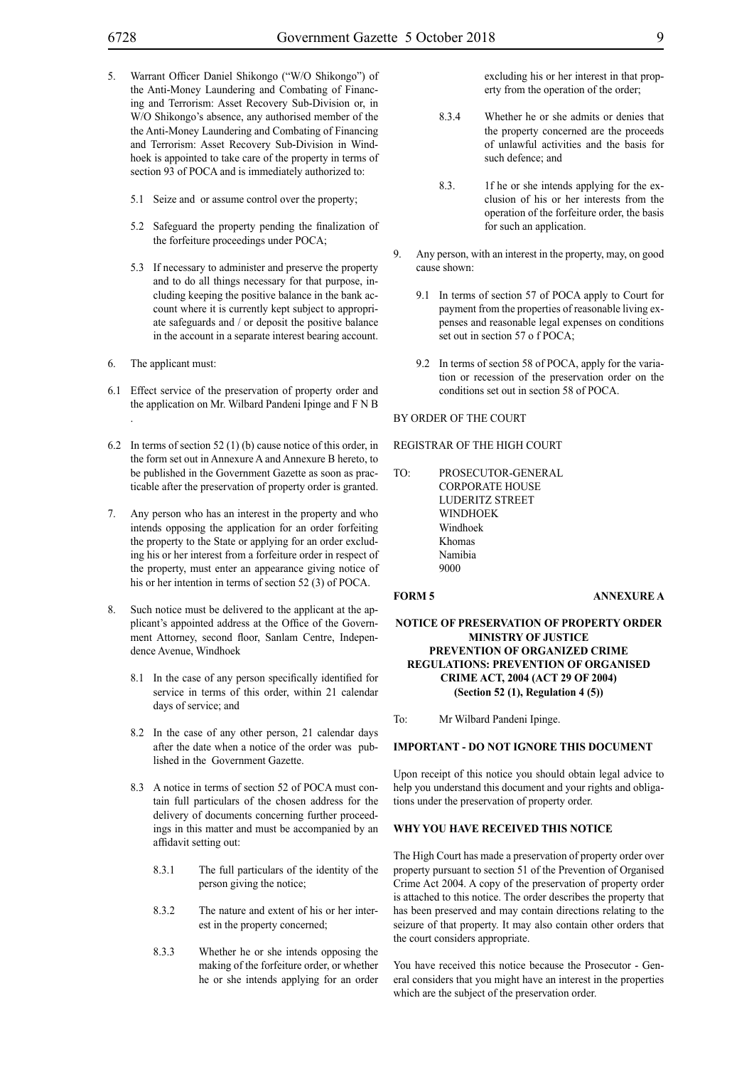5. Warrant Officer Daniel Shikongo ("W/O Shikongo") of the Anti-Money Laundering and Combating of Financing and Terrorism: Asset Recovery Sub-Division or, in W/O Shikongo's absence, any authorised member of the the Anti-Money Laundering and Combating of Financing and Terrorism: Asset Recovery Sub-Division in Windhoek is appointed to take care of the property in terms of section 93 of POCA and is immediately authorized to:

   5.1 Seize and or assume control over the property;

   5.2 Safeguard the property pending the finalization of the forfeiture proceedings under POCA;

   5.3 If necessary to administer and preserve the property and to do all things necessary for that purpose, including keeping the positive balance in the bank account where it is currently kept subject to appropriate safeguards and / or deposit the positive balance in the account in a separate interest bearing account.

6. The applicant must:

6.1 Effect service of the preservation of property order and the application on Mr. Wilbard Pandeni Ipinge and F N B .

6.2 In terms of section 52 (1) (b) cause notice of this order, in the form set out in Annexure A and Annexure B hereto, to be published in the Government Gazette as soon as practicable after the preservation of property order is granted.

7. Any person who has an interest in the property and who intends opposing the application for an order forfeiting the property to the State or applying for an order excluding his or her interest from a forfeiture order in respect of the property, must enter an appearance giving notice of his or her intention in terms of section 52 (3) of POCA.

8. Such notice must be delivered to the applicant at the applicant's appointed address at the Office of the Government Attorney, second floor, Sanlam Centre, Independence Avenue, Windhoek

   8.1 In the case of any person specifically identified for service in terms of this order, within 21 calendar days of service; and

   8.2 In the case of any other person, 21 calendar days after the date when a notice of the order was published in the Government Gazette.

   8.3 A notice in terms of section 52 of POCA must contain full particulars of the chosen address for the delivery of documents concerning further proceedings in this matter and must be accompanied by an affidavit setting out:

      8.3.1 The full particulars of the identity of the person giving the notice;

      8.3.2 The nature and extent of his or her interest in the property concerned;

      8.3.3 Whether he or she intends opposing the making of the forfeiture order, or whether he or she intends applying for an order excluding his or her interest in that property from the operation of the order;

      8.3.4 Whether he or she admits or denies that the property concerned are the proceeds of unlawful activities and the basis for such defence; and

      8.3. 1f he or she intends applying for the exclusion of his or her interests from the operation of the forfeiture order, the basis for such an application.

9. Any person, with an interest in the property, may, on good cause shown:

   9.1 In terms of section 57 of POCA apply to Court for payment from the properties of reasonable living expenses and reasonable legal expenses on conditions set out in section 57 o f POCA;

   9.2 In terms of section 58 of POCA, apply for the variation or recession of the preservation order on the conditions set out in section 58 of POCA.

BY ORDER OF THE COURT

REGISTRAR OF THE HIGH COURT

TO: PROSECUTOR-GENERAL
CORPORATE HOUSE
LUDERITZ STREET
WINDHOEK
Windhoek
Khomas
Namibia
9000

**FORM 5** **ANNEXURE A**

**NOTICE OF PRESERVATION OF PROPERTY ORDER**
**MINISTRY OF JUSTICE**
**PREVENTION OF ORGANIZED CRIME**
**REGULATIONS: PREVENTION OF ORGANISED CRIME ACT, 2004 (ACT 29 OF 2004)**
**(Section 52 (1), Regulation 4 (5))**

To: Mr Wilbard Pandeni Ipinge.

**IMPORTANT - DO NOT IGNORE THIS DOCUMENT**

Upon receipt of this notice you should obtain legal advice to help you understand this document and your rights and obligations under the preservation of property order.

**WHY YOU HAVE RECEIVED THIS NOTICE**

The High Court has made a preservation of property order over property pursuant to section 51 of the Prevention of Organised Crime Act 2004. A copy of the preservation of property order is attached to this notice. The order describes the property that has been preserved and may contain directions relating to the seizure of that property. It may also contain other orders that the court considers appropriate.

You have received this notice because the Prosecutor - General considers that you might have an interest in the properties which are the subject of the preservation order.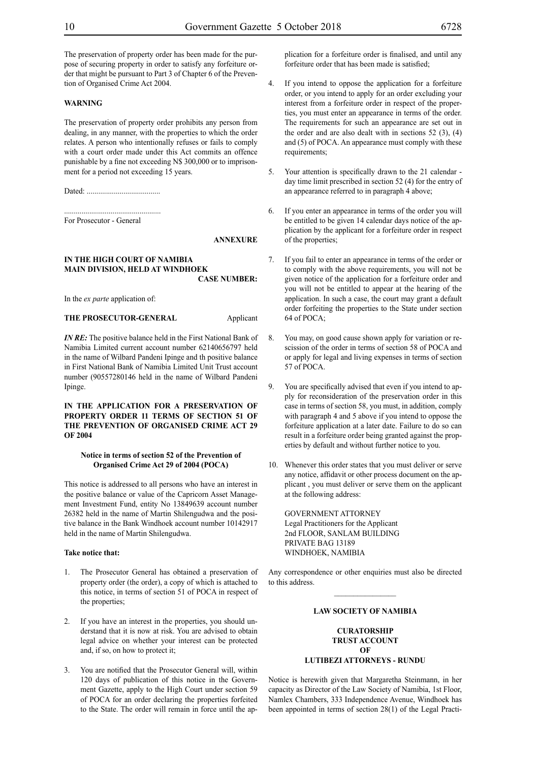The preservation of property order has been made for the purpose of securing property in order to satisfy any forfeiture order that might be pursuant to Part 3 of Chapter 6 of the Prevention of Organised Crime Act 2004.

**WARNING**

The preservation of property order prohibits any person from dealing, in any manner, with the properties to which the order relates. A person who intentionally refuses or fails to comply with a court order made under this Act commits an offence punishable by a fine not exceeding N$ 300,000 or to imprisonment for a period not exceeding 15 years.

Dated: ......................................

..................................................
For Prosecutor - General

**ANNEXURE**

**IN THE HIGH COURT OF NAMIBIA**
**MAIN DIVISION, HELD AT WINDHOEK**
**CASE NUMBER:**

In the *ex parte* application of:

**THE PROSECUTOR-GENERAL** Applicant

***IN RE:*** The positive balance held in the First National Bank of Namibia Limited current account number 62140656797 held in the name of Wilbard Pandeni Ipinge and th positive balance in First National Bank of Namibia Limited Unit Trust account number (90557280146 held in the name of Wilbard Pandeni Ipinge.

**IN THE APPLICATION FOR A PRESERVATION OF PROPERTY ORDER 11 TERMS OF SECTION 51 OF THE PREVENTION OF ORGANISED CRIME ACT 29 OF 2004**

**Notice in terms of section 52 of the Prevention of Organised Crime Act 29 of 2004 (POCA)**

This notice is addressed to all persons who have an interest in the positive balance or value of the Capricorn Asset Management Investment Fund, entity No 13849639 account number 26382 held in the name of Martin Shilengudwa and the positive balance in the Bank Windhoek account number 10142917 held in the name of Martin Shilengudwa.

**Take notice that:**

1. The Prosecutor General has obtained a preservation of property order (the order), a copy of which is attached to this notice, in terms of section 51 of POCA in respect of the properties;

2. If you have an interest in the properties, you should understand that it is now at risk. You are advised to obtain legal advice on whether your interest can be protected and, if so, on how to protect it;

3. You are notified that the Prosecutor General will, within 120 days of publication of this notice in the Government Gazette, apply to the High Court under section 59 of POCA for an order declaring the properties forfeited to the State. The order will remain in force until the application for a forfeiture order is finalised, and until any forfeiture order that has been made is satisfied;

4. If you intend to oppose the application for a forfeiture order, or you intend to apply for an order excluding your interest from a forfeiture order in respect of the properties, you must enter an appearance in terms of the order. The requirements for such an appearance are set out in the order and are also dealt with in sections 52 (3), (4) and (5) of POCA. An appearance must comply with these requirements;

5. Your attention is specifically drawn to the 21 calendar - day time limit prescribed in section 52 (4) for the entry of an appearance referred to in paragraph 4 above;

6. If you enter an appearance in terms of the order you will be entitled to be given 14 calendar days notice of the application by the applicant for a forfeiture order in respect of the properties;

7. If you fail to enter an appearance in terms of the order or to comply with the above requirements, you will not be given notice of the application for a forfeiture order and you will not be entitled to appear at the hearing of the application. In such a case, the court may grant a default order forfeiting the properties to the State under section 64 of POCA;

8. You may, on good cause shown apply for variation or rescission of the order in terms of section 58 of POCA and or apply for legal and living expenses in terms of section 57 of POCA.

9. You are specifically advised that even if you intend to apply for reconsideration of the preservation order in this case in terms of section 58, you must, in addition, comply with paragraph 4 and 5 above if you intend to oppose the forfeiture application at a later date. Failure to do so can result in a forfeiture order being granted against the properties by default and without further notice to you.

10. Whenever this order states that you must deliver or serve any notice, affidavit or other process document on the applicant , you must deliver or serve them on the applicant at the following address:

GOVERNMENT ATTORNEY
Legal Practitioners for the Applicant
2nd FLOOR, SANLAM BUILDING
PRIVATE BAG 13189
WINDHOEK, NAMIBIA

Any correspondence or other enquiries must also be directed to this address.

________________

**LAW SOCIETY OF NAMIBIA**

**CURATORSHIP**
**TRUST ACCOUNT**
**OF**
**LUTIBEZI ATTORNEYS - RUNDU**

Notice is herewith given that Margaretha Steinmann, in her capacity as Director of the Law Society of Namibia, 1st Floor, Namlex Chambers, 333 Independence Avenue, Windhoek has been appointed in terms of section 28(1) of the Legal Practi-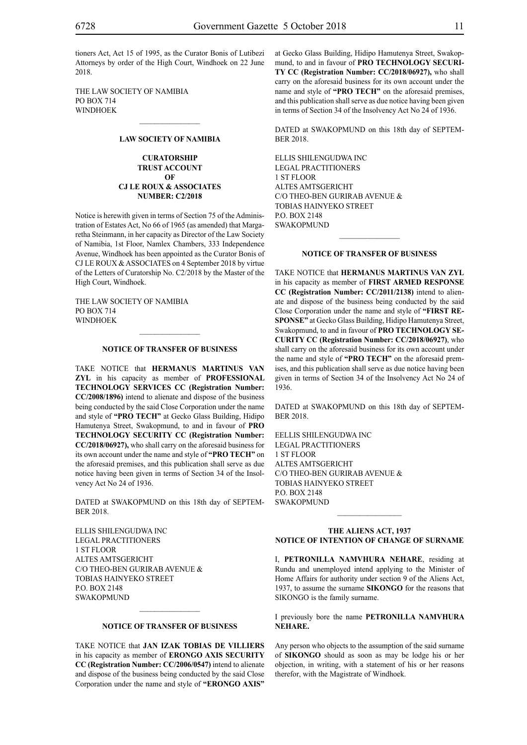tioners Act, Act 15 of 1995, as the Curator Bonis of Lutibezi Attorneys by order of the High Court, Windhoek on 22 June 2018.

THE LAW SOCIETY OF NAMIBIA
PO BOX 714
WINDHOEK

---

**LAW SOCIETY OF NAMIBIA**

**CURATORSHIP**
**TRUST ACCOUNT**
**OF**
**CJ LE ROUX & ASSOCIATES**
**NUMBER: C2/2018**

Notice is herewith given in terms of Section 75 of the Administration of Estates Act, No 66 of 1965 (as amended) that Margaretha Steinmann, in her capacity as Director of the Law Society of Namibia, 1st Floor, Namlex Chambers, 333 Independence Avenue, Windhoek has been appointed as the Curator Bonis of CJ LE ROUX & ASSOCIATES on 4 September 2018 by virtue of the Letters of Curatorship No. C2/2018 by the Master of the High Court, Windhoek.

THE LAW SOCIETY OF NAMIBIA
PO BOX 714
WINDHOEK

---

**NOTICE OF TRANSFER OF BUSINESS**

TAKE NOTICE that **HERMANUS MARTINUS VAN ZYL** in his capacity as member of **PROFESSIONAL TECHNOLOGY SERVICES CC (Registration Number: CC/2008/1896)** intend to alienate and dispose of the business being conducted by the said Close Corporation under the name and style of **"PRO TECH"** at Gecko Glass Building, Hidipo Hamutenya Street, Swakopmund, to and in favour of **PRO TECHNOLOGY SECURITY CC (Registration Number: CC/2018/06927),** who shall carry on the aforesaid business for its own account under the name and style of **"PRO TECH"** on the aforesaid premises, and this publication shall serve as due notice having been given in terms of Section 34 of the Insolvency Act No 24 of 1936.

DATED at SWAKOPMUND on this 18th day of SEPTEMBER 2018.

ELLIS SHILENGUDWA INC
LEGAL PRACTITIONERS
1 ST FLOOR
ALTES AMTSGERICHT
C/O THEO-BEN GURIRAB AVENUE &
TOBIAS HAINYEKO STREET
P.O. BOX 2148
SWAKOPMUND

---

**NOTICE OF TRANSFER OF BUSINESS**

TAKE NOTICE that **JAN IZAK TOBIAS DE VILLIERS** in his capacity as member of **ERONGO AXIS SECURITY CC (Registration Number: CC/2006/0547)** intend to alienate and dispose of the business being conducted by the said Close Corporation under the name and style of **"ERONGO AXIS"** at Gecko Glass Building, Hidipo Hamutenya Street, Swakopmund, to and in favour of **PRO TECHNOLOGY SECURITY CC (Registration Number: CC/2018/06927),** who shall carry on the aforesaid business for its own account under the name and style of **"PRO TECH"** on the aforesaid premises, and this publication shall serve as due notice having been given in terms of Section 34 of the Insolvency Act No 24 of 1936.

DATED at SWAKOPMUND on this 18th day of SEPTEMBER 2018.

ELLIS SHILENGUDWA INC
LEGAL PRACTITIONERS
1 ST FLOOR
ALTES AMTSGERICHT
C/O THEO-BEN GURIRAB AVENUE &
TOBIAS HAINYEKO STREET
P.O. BOX 2148
SWAKOPMUND

---

**NOTICE OF TRANSFER OF BUSINESS**

TAKE NOTICE that **HERMANUS MARTINUS VAN ZYL** in his capacity as member of **FIRST ARMED RESPONSE CC (Registration Number: CC/2011/2138)** intend to alienate and dispose of the business being conducted by the said Close Corporation under the name and style of **"FIRST RESPONSE"** at Gecko Glass Building, Hidipo Hamutenya Street, Swakopmund, to and in favour of **PRO TECHNOLOGY SECURITY CC (Registration Number: CC/2018/06927)**, who shall carry on the aforesaid business for its own account under the name and style of **"PRO TECH"** on the aforesaid premises, and this publication shall serve as due notice having been given in terms of Section 34 of the Insolvency Act No 24 of 1936.

DATED at SWAKOPMUND on this 18th day of SEPTEMBER 2018.

EELLIS SHILENGUDWA INC
LEGAL PRACTITIONERS
1 ST FLOOR
ALTES AMTSGERICHT
C/O THEO-BEN GURIRAB AVENUE &
TOBIAS HAINYEKO STREET
P.O. BOX 2148
SWAKOPMUND

---

**THE ALIENS ACT, 1937**
**NOTICE OF INTENTION OF CHANGE OF SURNAME**

I, **PETRONILLA NAMVHURA NEHARE**, residing at Rundu and unemployed intend applying to the Minister of Home Affairs for authority under section 9 of the Aliens Act, 1937, to assume the surname **SIKONGO** for the reasons that SIKONGO is the family surname.

I previously bore the name **PETRONILLA NAMVHURA NEHARE.**

Any person who objects to the assumption of the said surname of **SIKONGO** should as soon as may be lodge his or her objection, in writing, with a statement of his or her reasons therefor, with the Magistrate of Windhoek.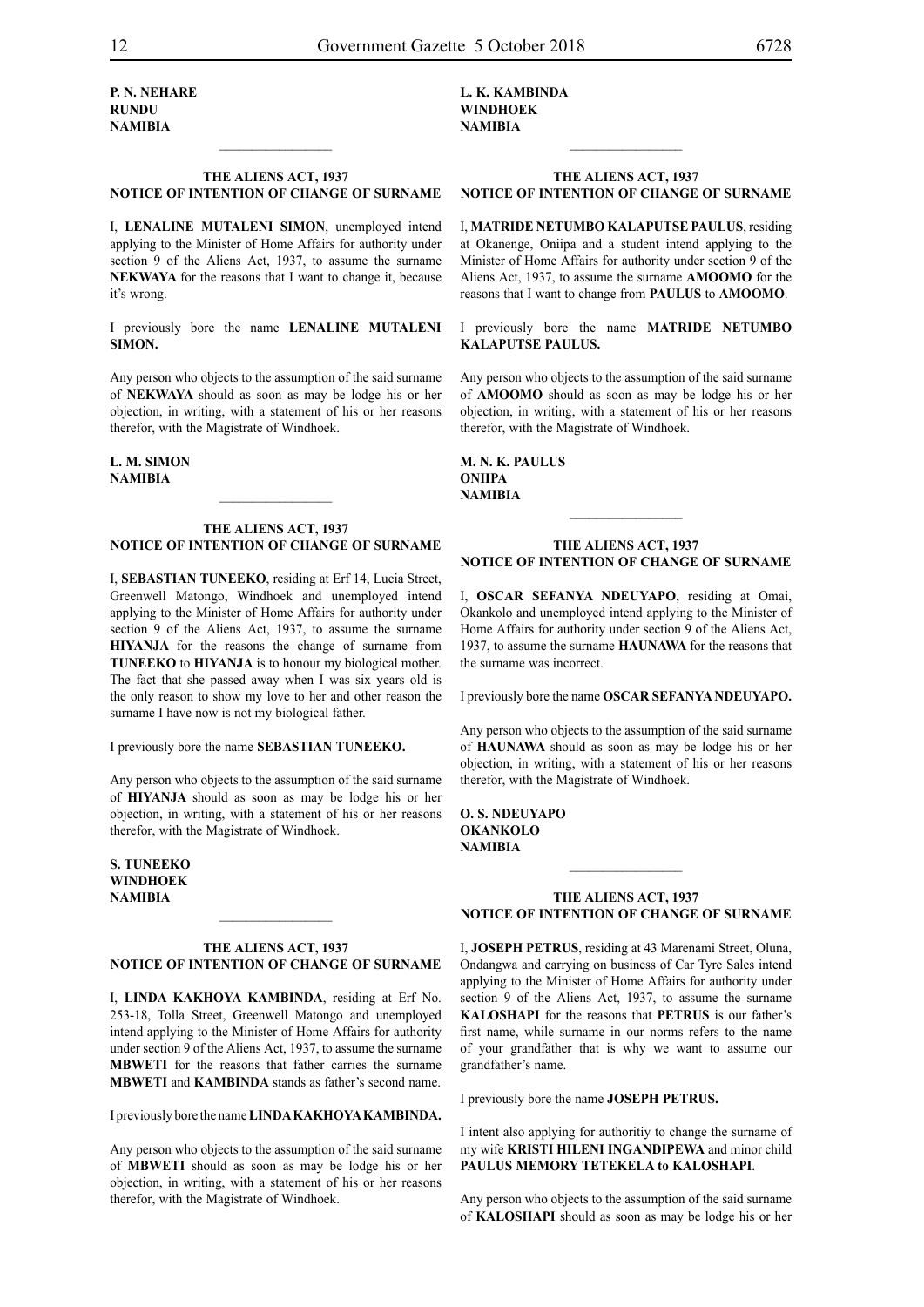**P. N. NEHARE**
**RUNDU**
**NAMIBIA**

---

**THE ALIENS ACT, 1937**
**NOTICE OF INTENTION OF CHANGE OF SURNAME**

I, **LENALINE MUTALENI SIMON**, unemployed intend applying to the Minister of Home Affairs for authority under section 9 of the Aliens Act, 1937, to assume the surname **NEKWAYA** for the reasons that I want to change it, because it's wrong.

I previously bore the name **LENALINE MUTALENI SIMON.**

Any person who objects to the assumption of the said surname of **NEKWAYA** should as soon as may be lodge his or her objection, in writing, with a statement of his or her reasons therefor, with the Magistrate of Windhoek.

**L. M. SIMON**
**NAMIBIA**

---

**THE ALIENS ACT, 1937**
**NOTICE OF INTENTION OF CHANGE OF SURNAME**

I, **SEBASTIAN TUNEEKO**, residing at Erf 14, Lucia Street, Greenwell Matongo, Windhoek and unemployed intend applying to the Minister of Home Affairs for authority under section 9 of the Aliens Act, 1937, to assume the surname **HIYANJA** for the reasons the change of surname from **TUNEEKO** to **HIYANJA** is to honour my biological mother. The fact that she passed away when I was six years old is the only reason to show my love to her and other reason the surname I have now is not my biological father.

I previously bore the name **SEBASTIAN TUNEEKO.**

Any person who objects to the assumption of the said surname of **HIYANJA** should as soon as may be lodge his or her objection, in writing, with a statement of his or her reasons therefor, with the Magistrate of Windhoek.

**S. TUNEEKO**
**WINDHOEK**
**NAMIBIA**

---

**THE ALIENS ACT, 1937**
**NOTICE OF INTENTION OF CHANGE OF SURNAME**

I, **LINDA KAKHOYA KAMBINDA**, residing at Erf No. 253-18, Tolla Street, Greenwell Matongo and unemployed intend applying to the Minister of Home Affairs for authority under section 9 of the Aliens Act, 1937, to assume the surname **MBWETI** for the reasons that father carries the surname **MBWETI** and **KAMBINDA** stands as father's second name.

I previously bore the name **LINDA KAKHOYA KAMBINDA.**

Any person who objects to the assumption of the said surname of **MBWETI** should as soon as may be lodge his or her objection, in writing, with a statement of his or her reasons therefor, with the Magistrate of Windhoek.

**L. K. KAMBINDA**
**WINDHOEK**
**NAMIBIA**

---

**THE ALIENS ACT, 1937**
**NOTICE OF INTENTION OF CHANGE OF SURNAME**

I, **MATRIDE NETUMBO KALAPUTSE PAULUS**, residing at Okanenge, Oniipa and a student intend applying to the Minister of Home Affairs for authority under section 9 of the Aliens Act, 1937, to assume the surname **AMOOMO** for the reasons that I want to change from **PAULUS** to **AMOOMO**.

I previously bore the name **MATRIDE NETUMBO KALAPUTSE PAULUS.**

Any person who objects to the assumption of the said surname of **AMOOMO** should as soon as may be lodge his or her objection, in writing, with a statement of his or her reasons therefor, with the Magistrate of Windhoek.

**M. N. K. PAULUS**
**ONIIPA**
**NAMIBIA**

---

**THE ALIENS ACT, 1937**
**NOTICE OF INTENTION OF CHANGE OF SURNAME**

I, **OSCAR SEFANYA NDEUYAPO**, residing at Omai, Okankolo and unemployed intend applying to the Minister of Home Affairs for authority under section 9 of the Aliens Act, 1937, to assume the surname **HAUNAWA** for the reasons that the surname was incorrect.

I previously bore the name **OSCAR SEFANYA NDEUYAPO.**

Any person who objects to the assumption of the said surname of **HAUNAWA** should as soon as may be lodge his or her objection, in writing, with a statement of his or her reasons therefor, with the Magistrate of Windhoek.

**O. S. NDEUYAPO**
**OKANKOLO**
**NAMIBIA**

---

**THE ALIENS ACT, 1937**
**NOTICE OF INTENTION OF CHANGE OF SURNAME**

I, **JOSEPH PETRUS**, residing at 43 Marenami Street, Oluna, Ondangwa and carrying on business of Car Tyre Sales intend applying to the Minister of Home Affairs for authority under section 9 of the Aliens Act, 1937, to assume the surname **KALOSHAPI** for the reasons that **PETRUS** is our father's first name, while surname in our norms refers to the name of your grandfather that is why we want to assume our grandfather's name.

I previously bore the name **JOSEPH PETRUS.**

I intent also applying for authoritiy to change the surname of my wife **KRISTI HILENI INGANDIPEWA** and minor child **PAULUS MEMORY TETEKELA to KALOSHAPI**.

Any person who objects to the assumption of the said surname of **KALOSHAPI** should as soon as may be lodge his or her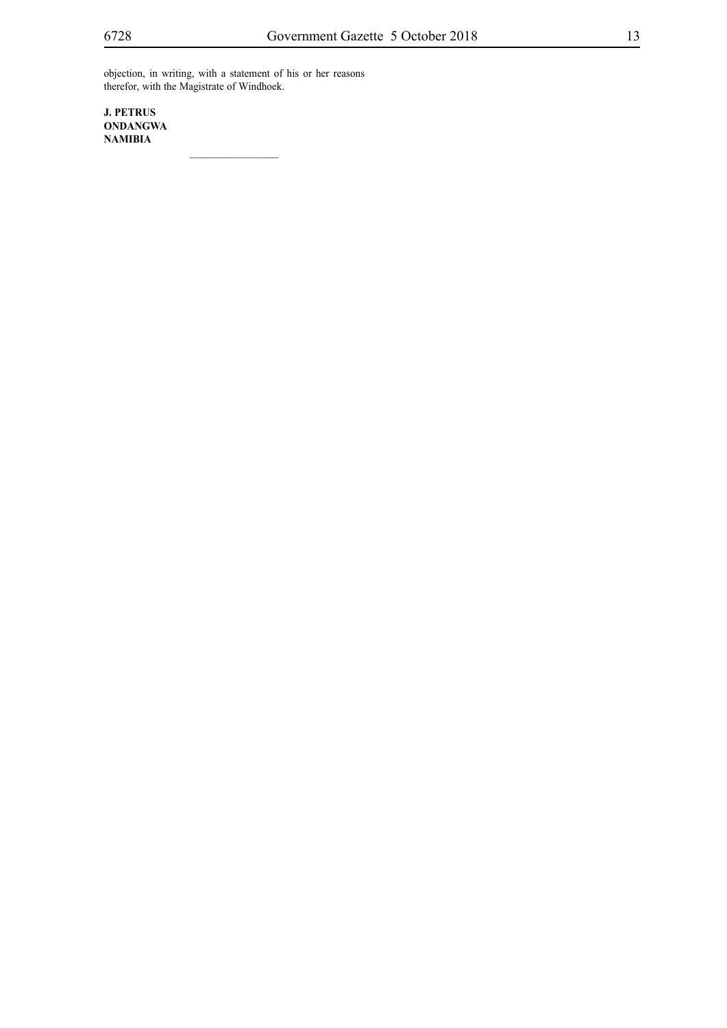objection, in writing, with a statement of his or her reasons therefor, with the Magistrate of Windhoek.

**J. PETRUS**
**ONDANGWA**
**NAMIBIA**

________________